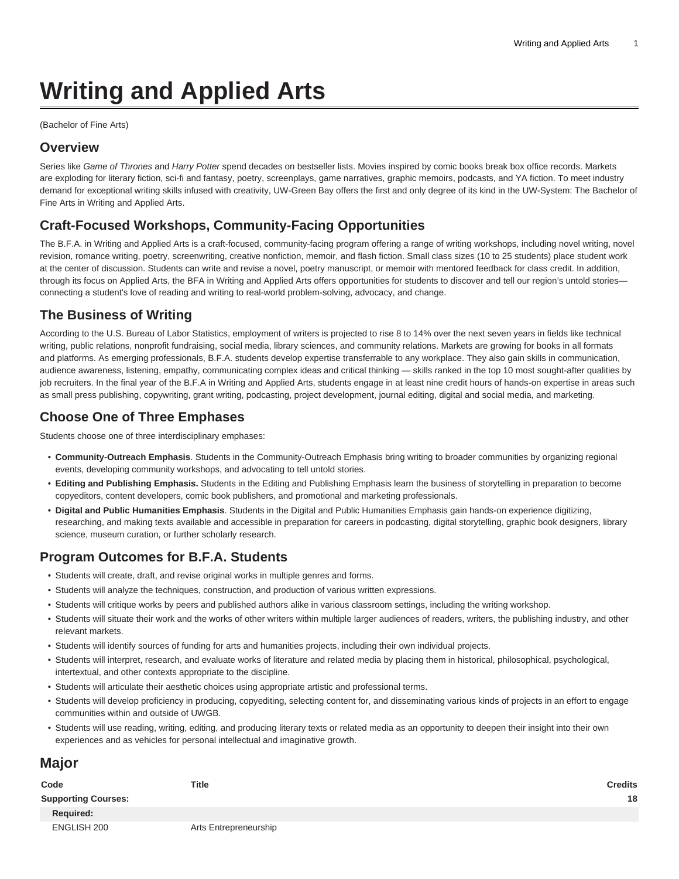# Writing and Applied Arts

(Bachelor of Fine Arts)

## Overview

Series like *Game of Thrones* and *Harry Potter* spend decades on bestseller lists. Movies inspired by comic books break box office records. Markets are exploding for literary fiction, sci-fi and fantasy, poetry, screenplays, game narratives, graphic memoirs, podcasts, and YA fiction. To meet industry demand for exceptional writing skills infused with creativity, UW-Green Bay offers the first and only degree of its kind in the UW-System: The Bachelor of Fine Arts in Writing and Applied Arts.

## Craft-Focused Workshops, Community-Facing Opportunities

The B.F.A. in Writing and Applied Arts is a craft-focused, community-facing program offering a range of writing workshops, including novel writing, novel revision, romance writing, poetry, screenwriting, creative nonfiction, memoir, and flash fiction. Small class sizes (10 to 25 students) place student work at the center of discussion. Students can write and revise a novel, poetry manuscript, or memoir with mentored feedback for class credit. In addition, through its focus on Applied Arts, the BFA in Writing and Applied Arts offers opportunities for students to discover and tell our region's untold stories—connecting a student's love of reading and writing to real-world problem-solving, advocacy, and change.

## The Business of Writing

According to the U.S. Bureau of Labor Statistics, employment of writers is projected to rise 8 to 14% over the next seven years in fields like technical writing, public relations, nonprofit fundraising, social media, library sciences, and community relations. Markets are growing for books in all formats and platforms. As emerging professionals, B.F.A. students develop expertise transferrable to any workplace. They also gain skills in communication, audience awareness, listening, empathy, communicating complex ideas and critical thinking — skills ranked in the top 10 most sought-after qualities by job recruiters. In the final year of the B.F.A in Writing and Applied Arts, students engage in at least nine credit hours of hands-on expertise in areas such as small press publishing, copywriting, grant writing, podcasting, project development, journal editing, digital and social media, and marketing.

## Choose One of Three Emphases

Students choose one of three interdisciplinary emphases:

- **Community-Outreach Emphasis**. Students in the Community-Outreach Emphasis bring writing to broader communities by organizing regional events, developing community workshops, and advocating to tell untold stories.
- **Editing and Publishing Emphasis.** Students in the Editing and Publishing Emphasis learn the business of storytelling in preparation to become copyeditors, content developers, comic book publishers, and promotional and marketing professionals.
- **Digital and Public Humanities Emphasis**. Students in the Digital and Public Humanities Emphasis gain hands-on experience digitizing, researching, and making texts available and accessible in preparation for careers in podcasting, digital storytelling, graphic book designers, library science, museum curation, or further scholarly research.

## Program Outcomes for B.F.A. Students

- Students will create, draft, and revise original works in multiple genres and forms.
- Students will analyze the techniques, construction, and production of various written expressions.
- Students will critique works by peers and published authors alike in various classroom settings, including the writing workshop.
- Students will situate their work and the works of other writers within multiple larger audiences of readers, writers, the publishing industry, and other relevant markets.
- Students will identify sources of funding for arts and humanities projects, including their own individual projects.
- Students will interpret, research, and evaluate works of literature and related media by placing them in historical, philosophical, psychological, intertextual, and other contexts appropriate to the discipline.
- Students will articulate their aesthetic choices using appropriate artistic and professional terms.
- Students will develop proficiency in producing, copyediting, selecting content for, and disseminating various kinds of projects in an effort to engage communities within and outside of UWGB.
- Students will use reading, writing, editing, and producing literary texts or related media as an opportunity to deepen their insight into their own experiences and as vehicles for personal intellectual and imaginative growth.

## Major

| Code | Title | Credits |
|---|---|---|
| **Supporting Courses:** | | **18** |
| **Required:** | | |
| ENGLISH 200 | Arts Entrepreneurship | |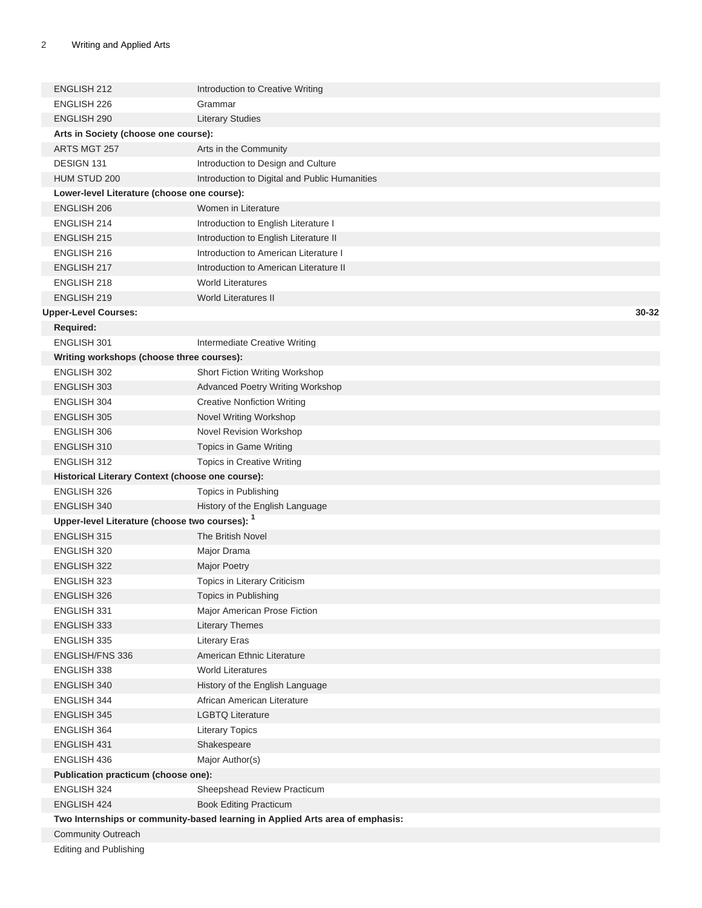| | | |
|---|---|---|
| ENGLISH 212 | Introduction to Creative Writing | |
| ENGLISH 226 | Grammar | |
| ENGLISH 290 | Literary Studies | |
| **Arts in Society (choose one course):** | | |
| ARTS MGT 257 | Arts in the Community | |
| DESIGN 131 | Introduction to Design and Culture | |
| HUM STUD 200 | Introduction to Digital and Public Humanities | |
| **Lower-level Literature (choose one course):** | | |
| ENGLISH 206 | Women in Literature | |
| ENGLISH 214 | Introduction to English Literature I | |
| ENGLISH 215 | Introduction to English Literature II | |
| ENGLISH 216 | Introduction to American Literature I | |
| ENGLISH 217 | Introduction to American Literature II | |
| ENGLISH 218 | World Literatures | |
| ENGLISH 219 | World Literatures II | |
| **Upper-Level Courses:** | | **30-32** |
| **Required:** | | |
| ENGLISH 301 | Intermediate Creative Writing | |
| **Writing workshops (choose three courses):** | | |
| ENGLISH 302 | Short Fiction Writing Workshop | |
| ENGLISH 303 | Advanced Poetry Writing Workshop | |
| ENGLISH 304 | Creative Nonfiction Writing | |
| ENGLISH 305 | Novel Writing Workshop | |
| ENGLISH 306 | Novel Revision Workshop | |
| ENGLISH 310 | Topics in Game Writing | |
| ENGLISH 312 | Topics in Creative Writing | |
| **Historical Literary Context (choose one course):** | | |
| ENGLISH 326 | Topics in Publishing | |
| ENGLISH 340 | History of the English Language | |
| **Upper-level Literature (choose two courses):** [1] | | |
| ENGLISH 315 | The British Novel | |
| ENGLISH 320 | Major Drama | |
| ENGLISH 322 | Major Poetry | |
| ENGLISH 323 | Topics in Literary Criticism | |
| ENGLISH 326 | Topics in Publishing | |
| ENGLISH 331 | Major American Prose Fiction | |
| ENGLISH 333 | Literary Themes | |
| ENGLISH 335 | Literary Eras | |
| ENGLISH/FNS 336 | American Ethnic Literature | |
| ENGLISH 338 | World Literatures | |
| ENGLISH 340 | History of the English Language | |
| ENGLISH 344 | African American Literature | |
| ENGLISH 345 | LGBTQ Literature | |
| ENGLISH 364 | Literary Topics | |
| ENGLISH 431 | Shakespeare | |
| ENGLISH 436 | Major Author(s) | |
| **Publication practicum (choose one):** | | |
| ENGLISH 324 | Sheepshead Review Practicum | |
| ENGLISH 424 | Book Editing Practicum | |
| **Two Internships or community-based learning in Applied Arts area of emphasis:** | | |
| Community Outreach | | |
| Editing and Publishing | | |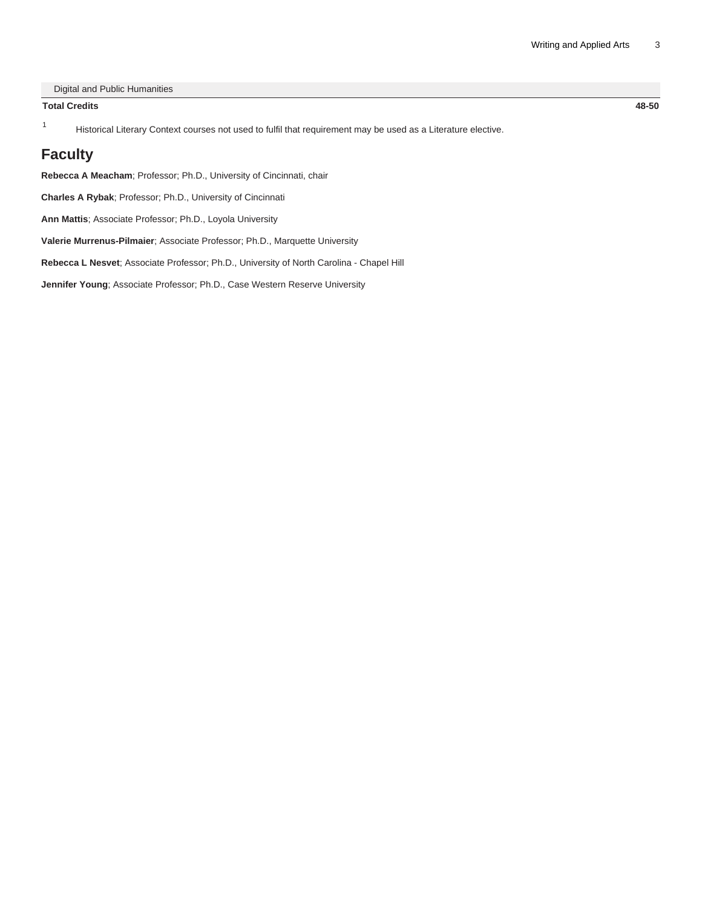| | |
|---|---|
| Digital and Public Humanities | |
| **Total Credits** | **48-50** |

[1] Historical Literary Context courses not used to fulfil that requirement may be used as a Literature elective.

## Faculty

**Rebecca A Meacham**; Professor; Ph.D., University of Cincinnati, chair

**Charles A Rybak**; Professor; Ph.D., University of Cincinnati

**Ann Mattis**; Associate Professor; Ph.D., Loyola University

**Valerie Murrenus-Pilmaier**; Associate Professor; Ph.D., Marquette University

**Rebecca L Nesvet**; Associate Professor; Ph.D., University of North Carolina - Chapel Hill

**Jennifer Young**; Associate Professor; Ph.D., Case Western Reserve University